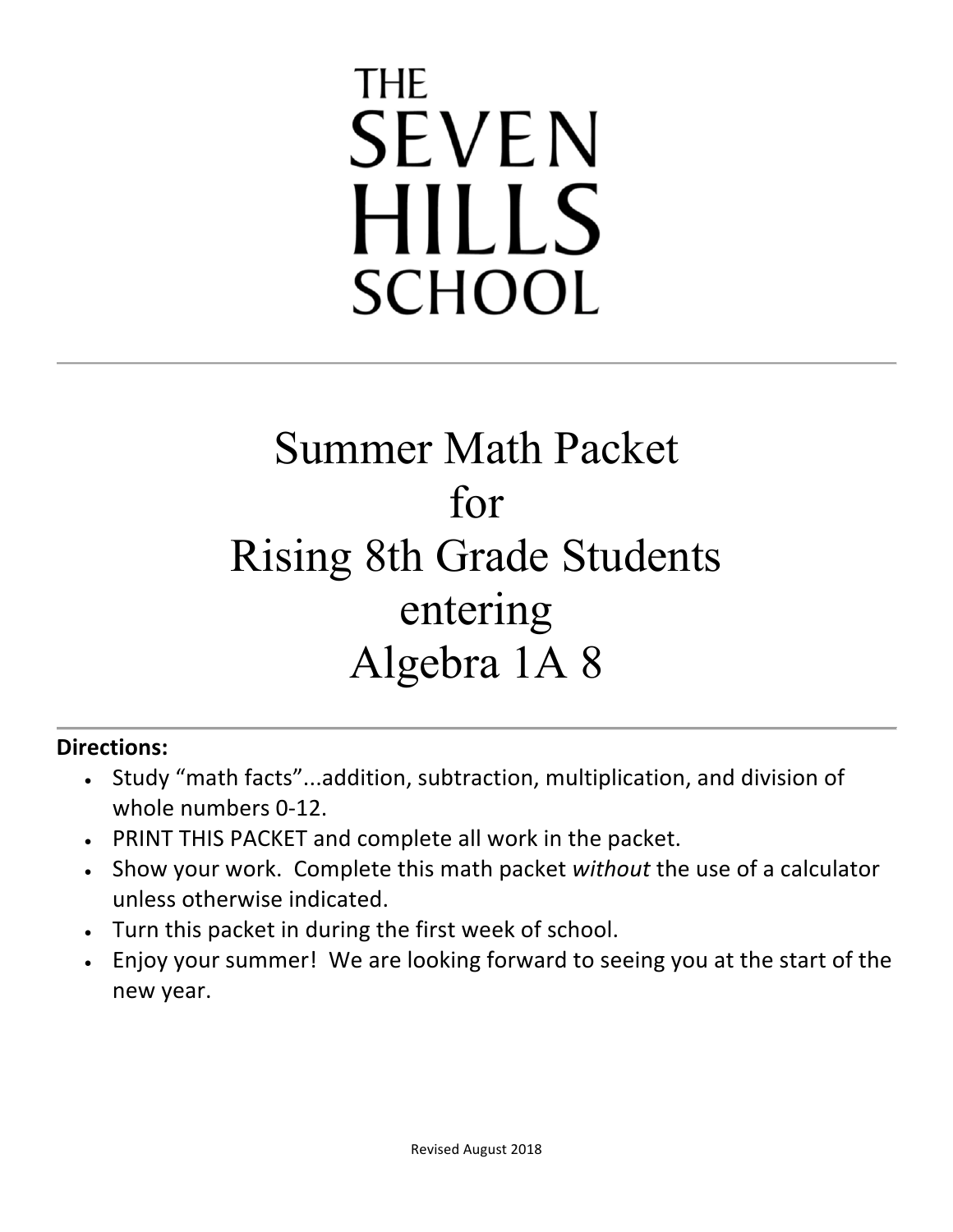# THE SEVEN HILLS SCHOOL

---

# Summer Math Packet for Rising 8th Grade Students entering Algebra 1A 8

---

**Directions:**

- Study "math facts"...addition, subtraction, multiplication, and division of whole numbers 0-12.
- PRINT THIS PACKET and complete all work in the packet.
- Show your work. Complete this math packet *without* the use of a calculator unless otherwise indicated.
- Turn this packet in during the first week of school.
- Enjoy your summer! We are looking forward to seeing you at the start of the new year.

Revised August 2018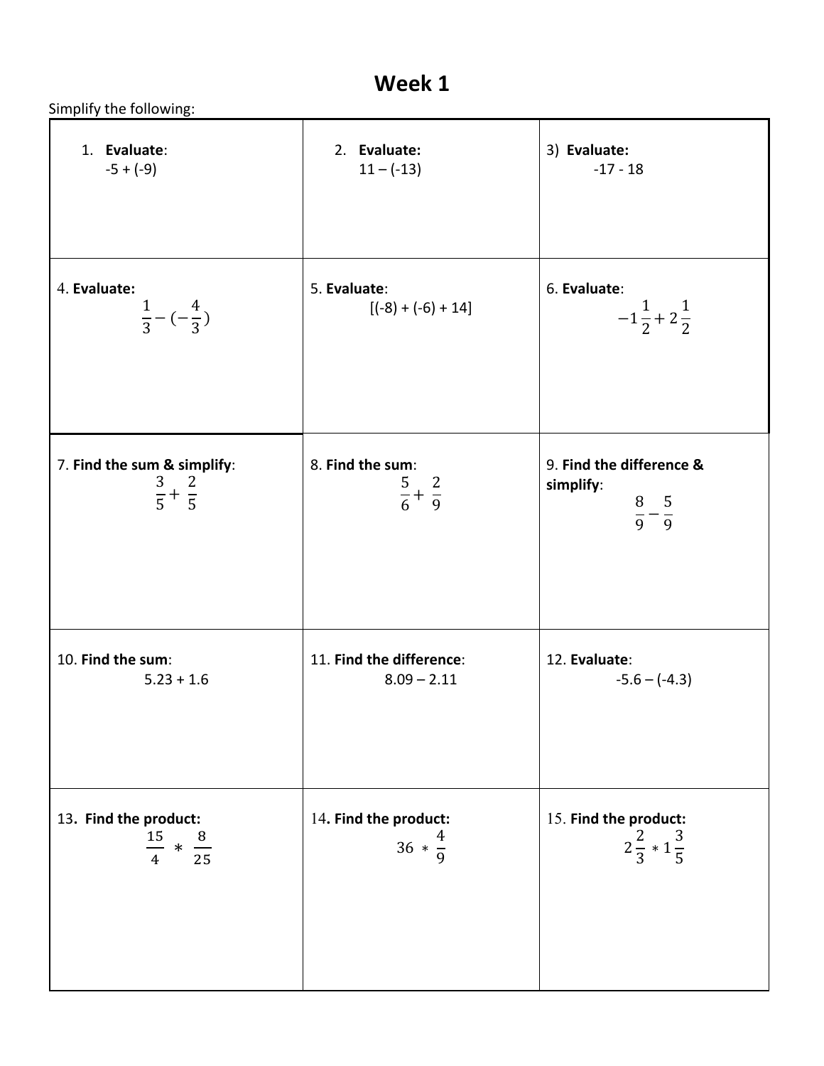# Week 1

Simplify the following:

| | | |
|---|---|---|
| 1. **Evaluate**: -5 + (-9) | 2. **Evaluate:** 11 – (-13) | 3) **Evaluate:** -17 - 18 |
| 4. **Evaluate:** $\frac{1}{3} - (-\frac{4}{3})$ | 5. **Evaluate**: [(-8) + (-6) + 14] | 6. **Evaluate**: $-1\frac{1}{2} + 2\frac{1}{2}$ |
| 7. **Find the sum & simplify**: $\frac{3}{5} + \frac{2}{5}$ | 8. **Find the sum**: $\frac{5}{6} + \frac{2}{9}$ | 9. **Find the difference & simplify**: $\frac{8}{9} - \frac{5}{9}$ |
| 10. **Find the sum**: 5.23 + 1.6 | 11. **Find the difference**: 8.09 – 2.11 | 12. **Evaluate**: -5.6 – (-4.3) |
| 13. **Find the product:** $\frac{15}{4} * \frac{8}{25}$ | 14. **Find the product:** $36 * \frac{4}{9}$ | 15. **Find the product:** $2\frac{2}{3} * 1\frac{3}{5}$ |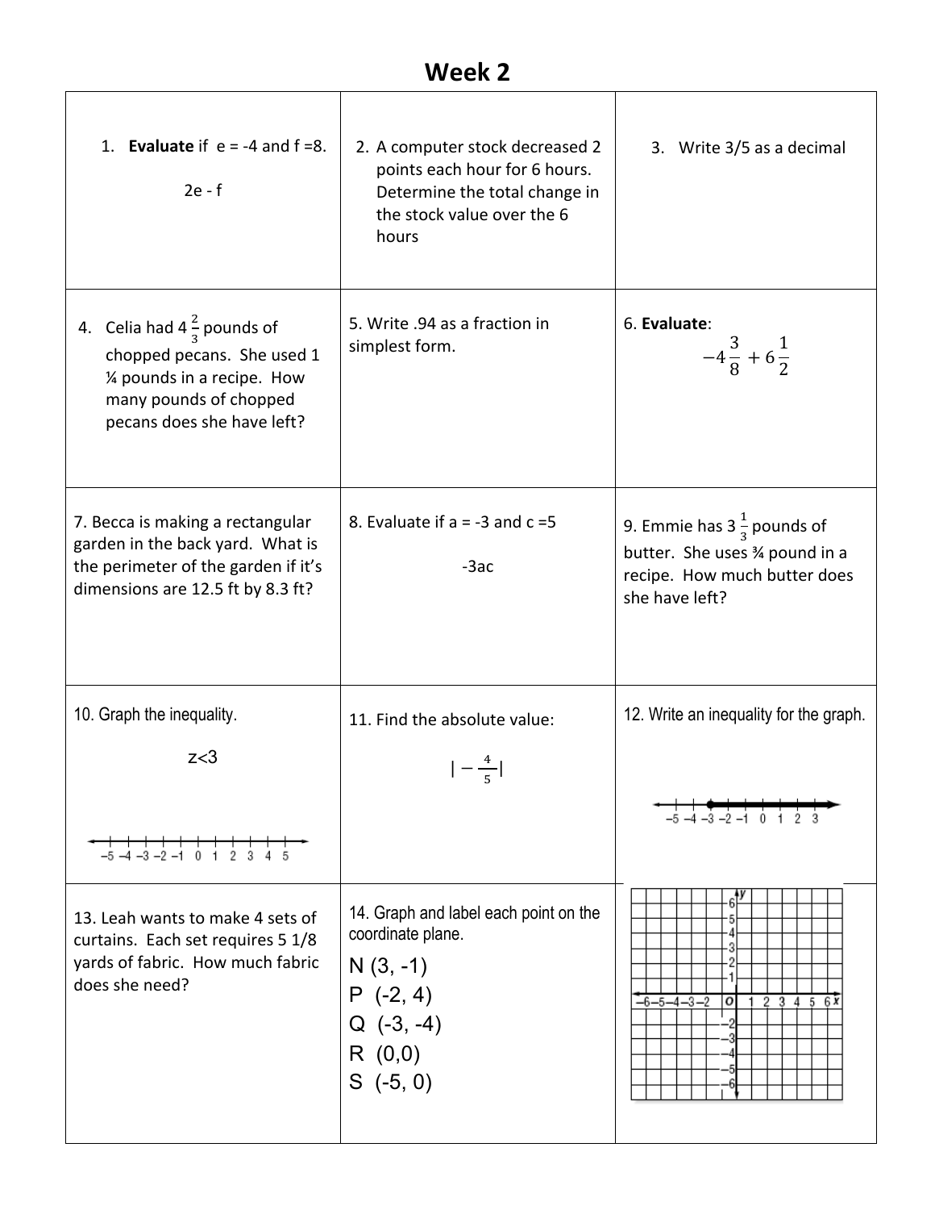# Week 2

| | | |
|---|---|---|
| 1. **Evaluate** if e = -4 and f =8.<br><br>2e - f | 2. A computer stock decreased 2 points each hour for 6 hours. Determine the total change in the stock value over the 6 hours | 3. Write 3/5 as a decimal |
| 4. Celia had $4\frac{2}{3}$ pounds of chopped pecans. She used 1 ¼ pounds in a recipe. How many pounds of chopped pecans does she have left? | 5. Write .94 as a fraction in simplest form. | 6. **Evaluate**:<br>$-4\frac{3}{8} + 6\frac{1}{2}$ |
| 7. Becca is making a rectangular garden in the back yard. What is the perimeter of the garden if it's dimensions are 12.5 ft by 8.3 ft? | 8. Evaluate if a = -3 and c =5<br><br>-3ac | 9. Emmie has $3\frac{1}{3}$ pounds of butter. She uses ¾ pound in a recipe. How much butter does she have left? |
| 10. Graph the inequality.<br><br>z<3<br><br>–5 –4 –3 –2 –1 0 1 2 3 4 5 | 11. Find the absolute value:<br><br>$\lvert -\frac{4}{5} \rvert$ | 12. Write an inequality for the graph.<br><br>–5 –4 –3 –2 –1 0 1 2 3 |
| 13. Leah wants to make 4 sets of curtains. Each set requires 5 1/8 yards of fabric. How much fabric does she need? | 14. Graph and label each point on the coordinate plane.<br>N (3, -1)<br>P (-2, 4)<br>Q (-3, -4)<br>R (0,0)<br>S (-5, 0) | |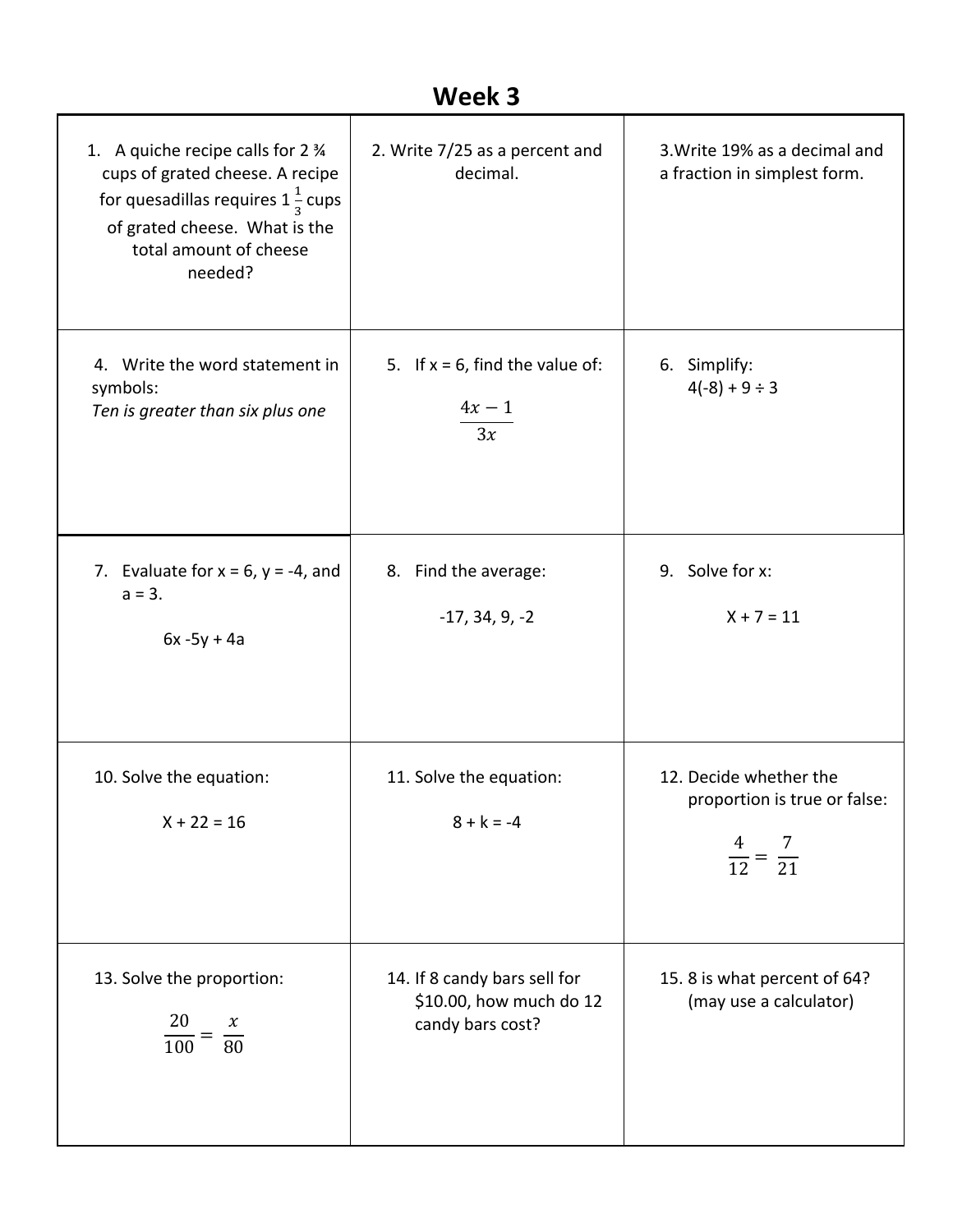# Week 3

| | | |
|---|---|---|
| 1. A quiche recipe calls for 2 ¾ cups of grated cheese. A recipe for quesadillas requires $1\frac{1}{3}$ cups of grated cheese. What is the total amount of cheese needed? | 2. Write 7/25 as a percent and decimal. | 3. Write 19% as a decimal and a fraction in simplest form. |
| 4. Write the word statement in symbols: *Ten is greater than six plus one* | 5. If x = 6, find the value of: $$\frac{4x-1}{3x}$$ | 6. Simplify: 4(-8) + 9 ÷ 3 |
| 7. Evaluate for x = 6, y = -4, and a = 3. <br> 6x -5y + 4a | 8. Find the average: <br> -17, 34, 9, -2 | 9. Solve for x: <br> X + 7 = 11 |
| 10. Solve the equation: <br> X + 22 = 16 | 11. Solve the equation: <br> 8 + k = -4 | 12. Decide whether the proportion is true or false: $$\frac{4}{12} = \frac{7}{21}$$ |
| 13. Solve the proportion: $$\frac{20}{100} = \frac{x}{80}$$ | 14. If 8 candy bars sell for $10.00, how much do 12 candy bars cost? | 15. 8 is what percent of 64? (may use a calculator) |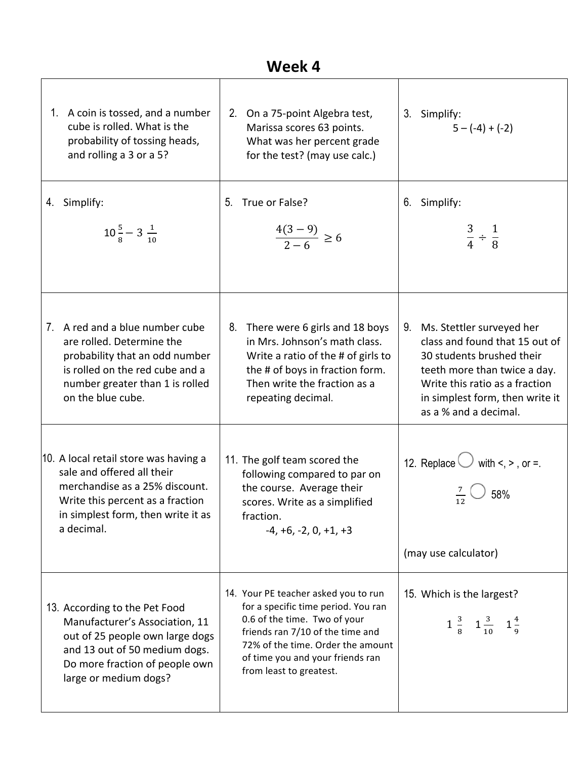# Week 4

| | | |
|---|---|---|
| 1. A coin is tossed, and a number cube is rolled. What is the probability of tossing heads, and rolling a 3 or a 5? | 2. On a 75-point Algebra test, Marissa scores 63 points. What was her percent grade for the test? (may use calc.) | 3. Simplify: $5 - (-4) + (-2)$ |
| 4. Simplify: $10\frac{5}{8} - 3\frac{1}{10}$ | 5. True or False? $\frac{4(3-9)}{2-6} \geq 6$ | 6. Simplify: $\frac{3}{4} \div \frac{1}{8}$ |
| 7. A red and a blue number cube are rolled. Determine the probability that an odd number is rolled on the red cube and a number greater than 1 is rolled on the blue cube. | 8. There were 6 girls and 18 boys in Mrs. Johnson's math class. Write a ratio of the # of girls to the # of boys in fraction form. Then write the fraction as a repeating decimal. | 9. Ms. Stettler surveyed her class and found that 15 out of 30 students brushed their teeth more than twice a day. Write this ratio as a fraction in simplest form, then write it as a % and a decimal. |
| 10. A local retail store was having a sale and offered all their merchandise as a 25% discount. Write this percent as a fraction in simplest form, then write it as a decimal. | 11. The golf team scored the following compared to par on the course. Average their scores. Write as a simplified fraction. -4, +6, -2, 0, +1, +3 | 12. Replace ◯ with <, >, or =. $\frac{7}{12}$ ◯ 58% (may use calculator) |
| 13. According to the Pet Food Manufacturer's Association, 11 out of 25 people own large dogs and 13 out of 50 medium dogs. Do more fraction of people own large or medium dogs? | 14. Your PE teacher asked you to run for a specific time period. You ran 0.6 of the time. Two of your friends ran 7/10 of the time and 72% of the time. Order the amount of time you and your friends ran from least to greatest. | 15. Which is the largest? $1\frac{3}{8}$ $1\frac{3}{10}$ $1\frac{4}{9}$ |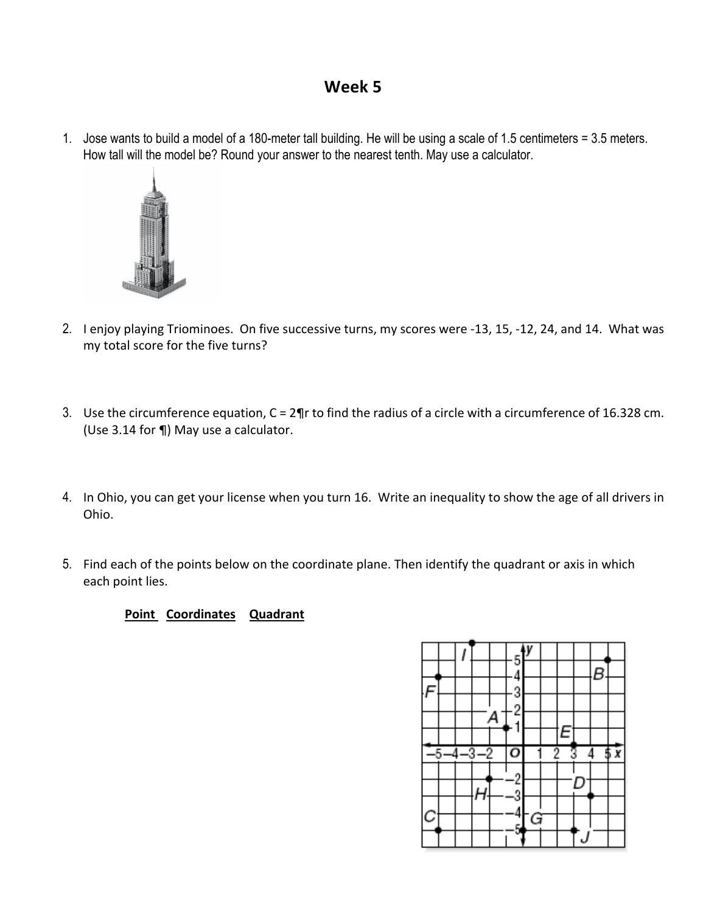# Week 5

1. Jose wants to build a model of a 180-meter tall building. He will be using a scale of 1.5 centimeters = 3.5 meters. How tall will the model be? Round your answer to the nearest tenth. May use a calculator.

2. I enjoy playing Triominoes. On five successive turns, my scores were -13, 15, -12, 24, and 14. What was my total score for the five turns?

3. Use the circumference equation, C = 2¶r to find the radius of a circle with a circumference of 16.328 cm. (Use 3.14 for ¶) May use a calculator.

4. In Ohio, you can get your license when you turn 16. Write an inequality to show the age of all drivers in Ohio.

5. Find each of the points below on the coordinate plane. Then identify the quadrant or axis in which each point lies.

**Point** **Coordinates** **Quadrant**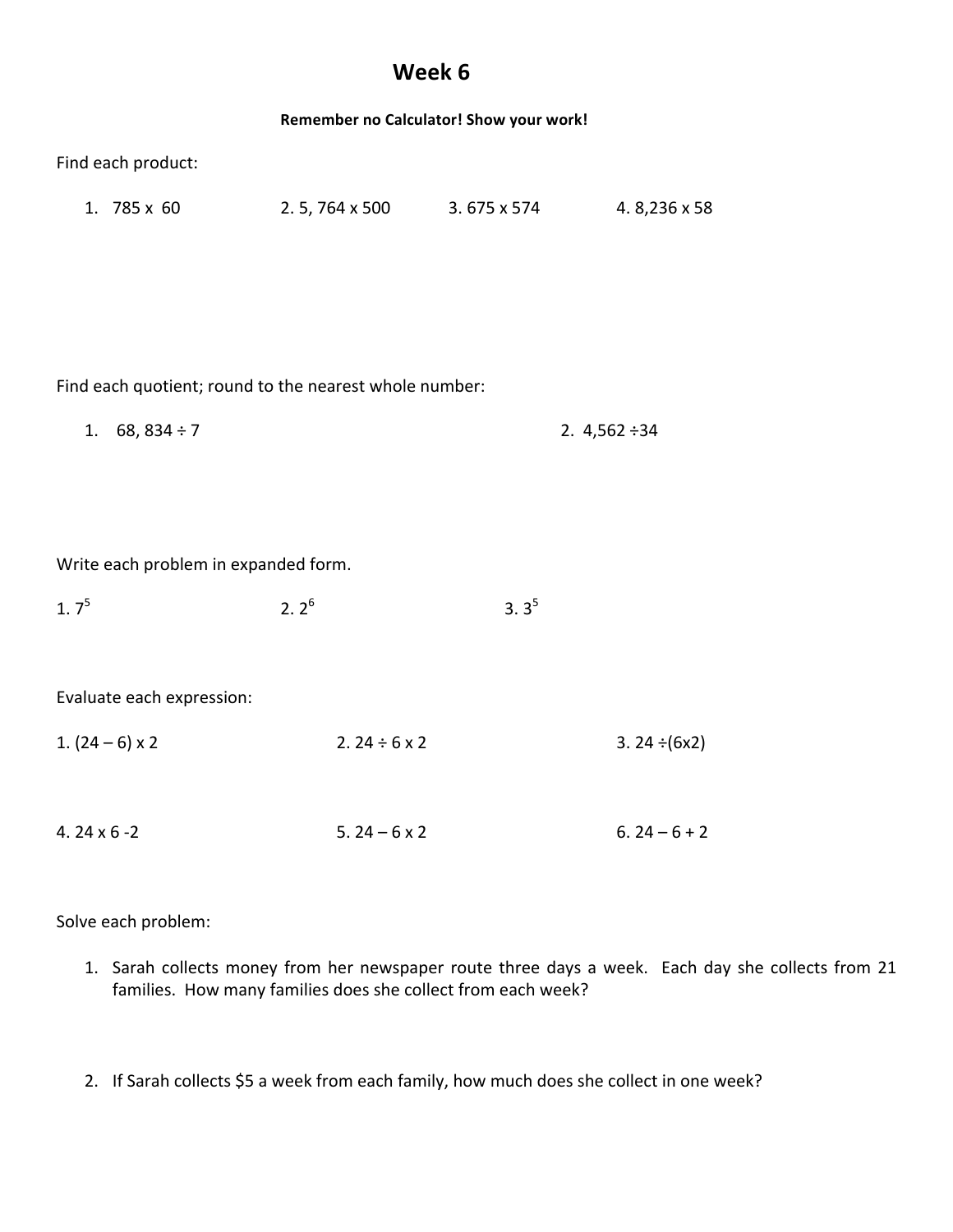# Week 6

**Remember no Calculator! Show your work!**

Find each product:

1. 785 x 60
2. 5, 764 x 500
3. 675 x 574
4. 8,236 x 58

Find each quotient; round to the nearest whole number:

1. 68, 834 ÷ 7
2. 4,562 ÷34

Write each problem in expanded form.

1. $7^5$
2. $2^6$
3. $3^5$

Evaluate each expression:

1. (24 – 6) x 2
2. 24 ÷ 6 x 2
3. 24 ÷(6x2)
4. 24 x 6 -2
5. 24 – 6 x 2
6. 24 – 6 + 2

Solve each problem:

1. Sarah collects money from her newspaper route three days a week. Each day she collects from 21 families. How many families does she collect from each week?
2. If Sarah collects $5 a week from each family, how much does she collect in one week?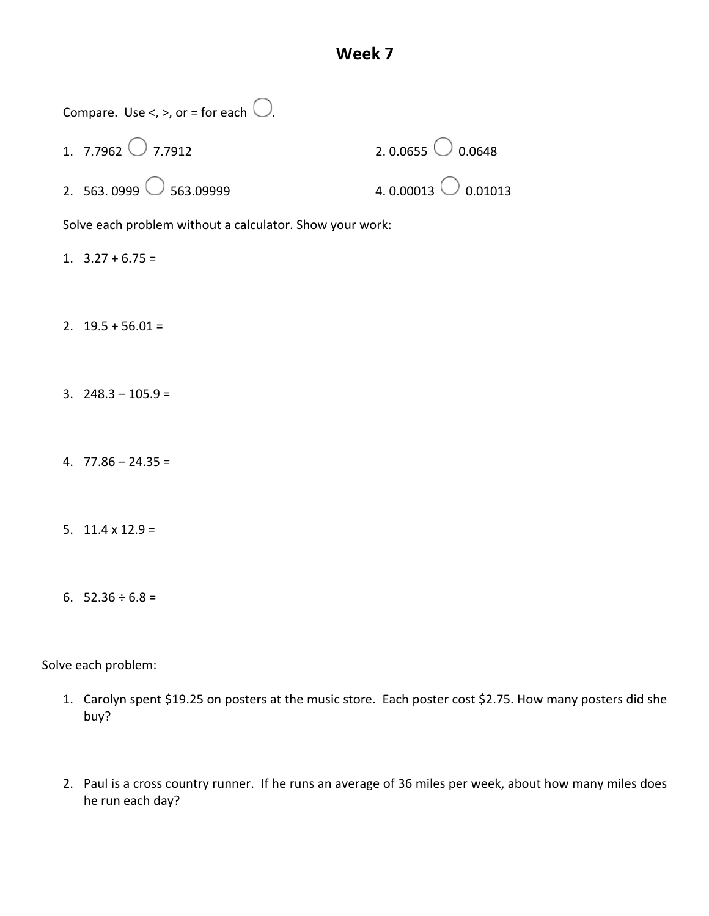# Week 7

Compare. Use <, >, or = for each ◯.

1. 7.7962 ◯ 7.7912
2. 0.0655 ◯ 0.0648
2. 563. 0999 ◯ 563.09999
4. 0.00013 ◯ 0.01013

Solve each problem without a calculator. Show your work:

1. 3.27 + 6.75 =
2. 19.5 + 56.01 =
3. 248.3 – 105.9 =
4. 77.86 – 24.35 =
5. 11.4 x 12.9 =
6. 52.36 ÷ 6.8 =

Solve each problem:

1. Carolyn spent $19.25 on posters at the music store. Each poster cost $2.75. How many posters did she buy?
2. Paul is a cross country runner. If he runs an average of 36 miles per week, about how many miles does he run each day?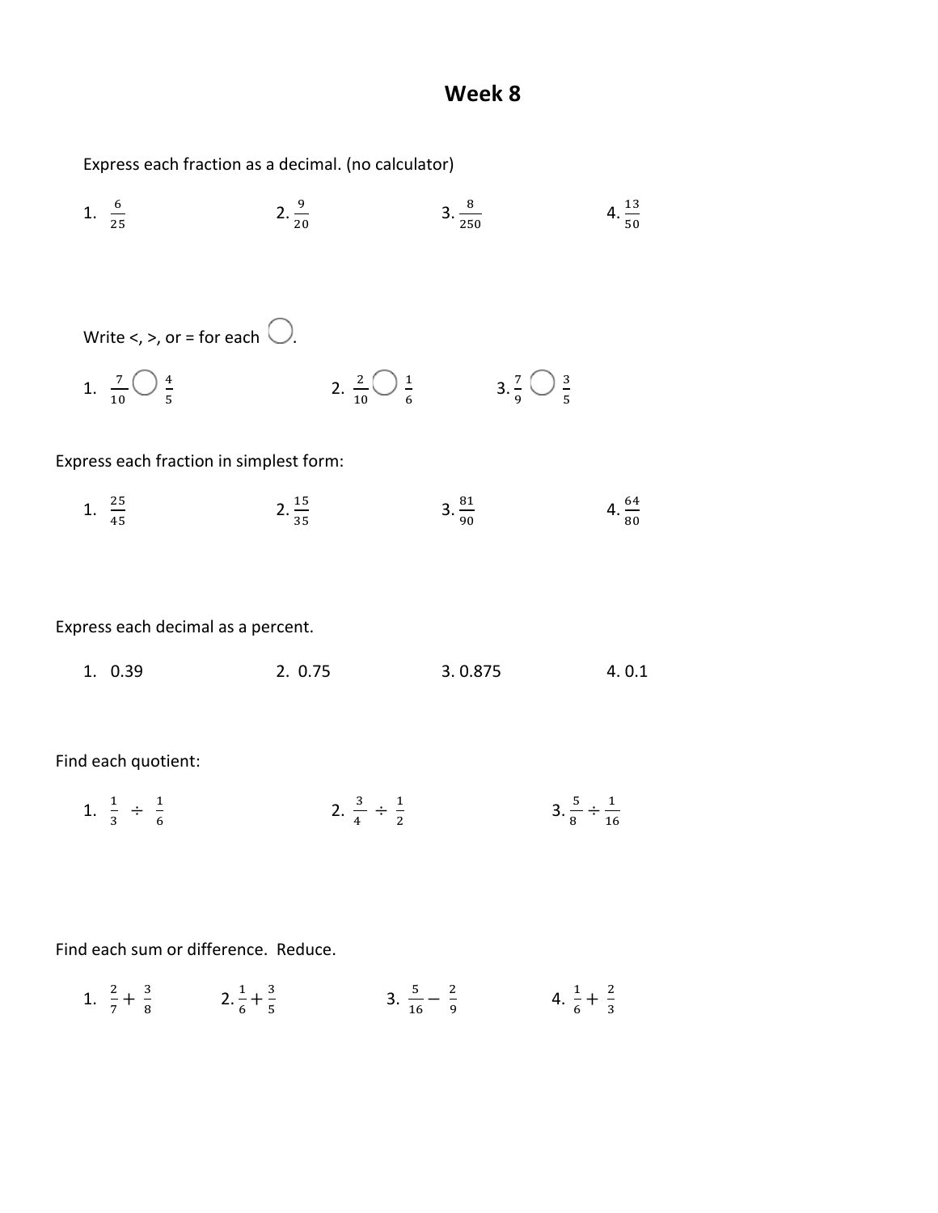# Week 8

Express each fraction as a decimal. (no calculator)

1. $\frac{6}{25}$ 2. $\frac{9}{20}$ 3. $\frac{8}{250}$ 4. $\frac{13}{50}$

Write <, >, or = for each ◯.

1. $\frac{7}{10}$ ◯ $\frac{4}{5}$ 2. $\frac{2}{10}$ ◯ $\frac{1}{6}$ 3. $\frac{7}{9}$ ◯ $\frac{3}{5}$

Express each fraction in simplest form:

1. $\frac{25}{45}$ 2. $\frac{15}{35}$ 3. $\frac{81}{90}$ 4. $\frac{64}{80}$

Express each decimal as a percent.

1. 0.39 2. 0.75 3. 0.875 4. 0.1

Find each quotient:

1. $\frac{1}{3} \div \frac{1}{6}$ 2. $\frac{3}{4} \div \frac{1}{2}$ 3. $\frac{5}{8} \div \frac{1}{16}$

Find each sum or difference. Reduce.

1. $\frac{2}{7} + \frac{3}{8}$ 2. $\frac{1}{6} + \frac{3}{5}$ 3. $\frac{5}{16} - \frac{2}{9}$ 4. $\frac{1}{6} + \frac{2}{3}$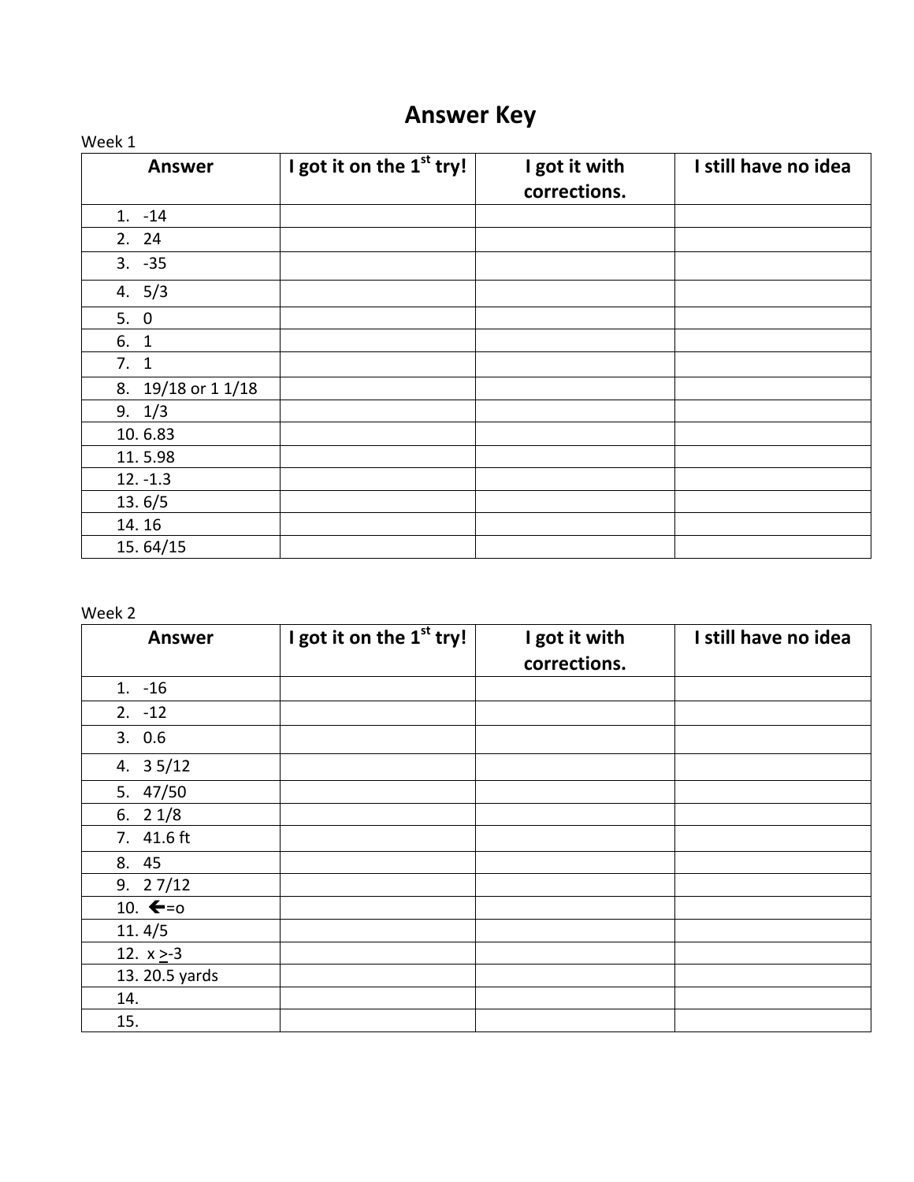# Answer Key

Week 1

| Answer | I got it on the 1st try! | I got it with corrections. | I still have no idea |
|---|---|---|---|
| 1. -14 | | | |
| 2. 24 | | | |
| 3. -35 | | | |
| 4. 5/3 | | | |
| 5. 0 | | | |
| 6. 1 | | | |
| 7. 1 | | | |
| 8. 19/18 or 1 1/18 | | | |
| 9. 1/3 | | | |
| 10. 6.83 | | | |
| 11. 5.98 | | | |
| 12. -1.3 | | | |
| 13. 6/5 | | | |
| 14. 16 | | | |
| 15. 64/15 | | | |

Week 2

| Answer | I got it on the 1st try! | I got it with corrections. | I still have no idea |
|---|---|---|---|
| 1. -16 | | | |
| 2. -12 | | | |
| 3. 0.6 | | | |
| 4. 3 5/12 | | | |
| 5. 47/50 | | | |
| 6. 2 1/8 | | | |
| 7. 41.6 ft | | | |
| 8. 45 | | | |
| 9. 2 7/12 | | | |
| 10. ←=o | | | |
| 11. 4/5 | | | |
| 12. $x \geq -3$ | | | |
| 13. 20.5 yards | | | |
| 14. | | | |
| 15. | | | |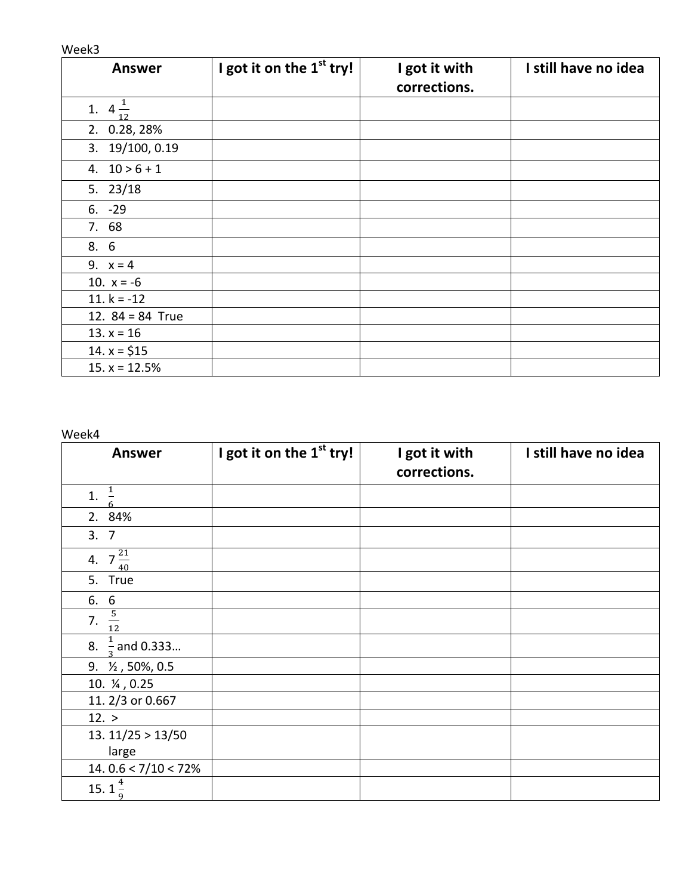Week3

| Answer | I got it on the 1st try! | I got it with corrections. | I still have no idea |
|---|---|---|---|
| 1. $4\frac{1}{12}$ | | | |
| 2. 0.28, 28% | | | |
| 3. 19/100, 0.19 | | | |
| 4. $10 > 6 + 1$ | | | |
| 5. 23/18 | | | |
| 6. -29 | | | |
| 7. 68 | | | |
| 8. 6 | | | |
| 9. $x = 4$ | | | |
| 10. $x = -6$ | | | |
| 11. $k = -12$ | | | |
| 12. 84 = 84 True | | | |
| 13. $x = 16$ | | | |
| 14. x = $15 | | | |
| 15. x = 12.5% | | | |

Week4

| Answer | I got it on the 1st try! | I got it with corrections. | I still have no idea |
|---|---|---|---|
| 1. $\frac{1}{6}$ | | | |
| 2. 84% | | | |
| 3. 7 | | | |
| 4. $7\frac{21}{40}$ | | | |
| 5. True | | | |
| 6. 6 | | | |
| 7. $\frac{5}{12}$ | | | |
| 8. $\frac{1}{3}$ and 0.333… | | | |
| 9. ½ , 50%, 0.5 | | | |
| 10. ¼ , 0.25 | | | |
| 11. 2/3 or 0.667 | | | |
| 12. > | | | |
| 13. 11/25 > 13/50 large | | | |
| 14. 0.6 < 7/10 < 72% | | | |
| 15. $1\frac{4}{9}$ | | | |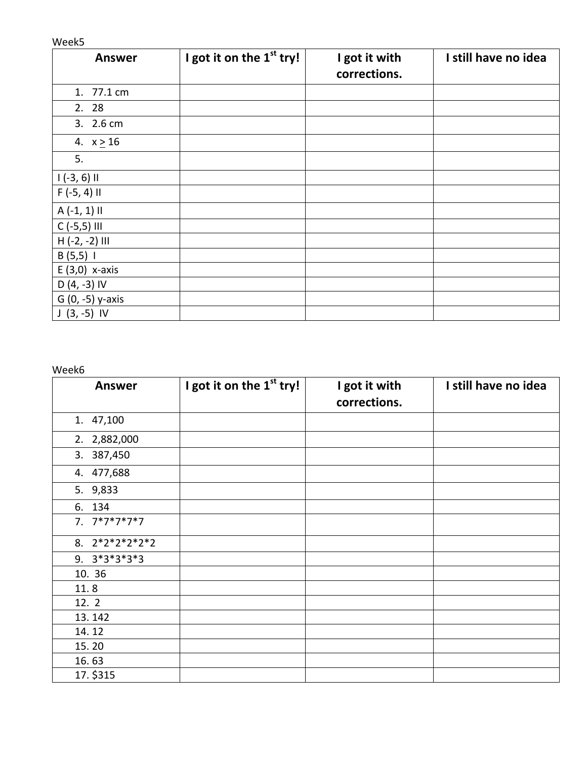Week5

| Answer | I got it on the 1st try! | I got it with corrections. | I still have no idea |
|---|---|---|---|
| 1. 77.1 cm | | | |
| 2. 28 | | | |
| 3. 2.6 cm | | | |
| 4. $x \geq 16$ | | | |
| 5. | | | |
| I (-3, 6) II | | | |
| F (-5, 4) II | | | |
| A (-1, 1) II | | | |
| C (-5,5) III | | | |
| H (-2, -2) III | | | |
| B (5,5) I | | | |
| E (3,0) x-axis | | | |
| D (4, -3) IV | | | |
| G (0, -5) y-axis | | | |
| J (3, -5) IV | | | |

Week6

| Answer | I got it on the 1st try! | I got it with corrections. | I still have no idea |
|---|---|---|---|
| 1. 47,100 | | | |
| 2. 2,882,000 | | | |
| 3. 387,450 | | | |
| 4. 477,688 | | | |
| 5. 9,833 | | | |
| 6. 134 | | | |
| 7. 7*7*7*7*7 | | | |
| 8. 2*2*2*2*2*2 | | | |
| 9. 3*3*3*3*3 | | | |
| 10. 36 | | | |
| 11. 8 | | | |
| 12. 2 | | | |
| 13. 142 | | | |
| 14. 12 | | | |
| 15. 20 | | | |
| 16. 63 | | | |
| 17. $315 | | | |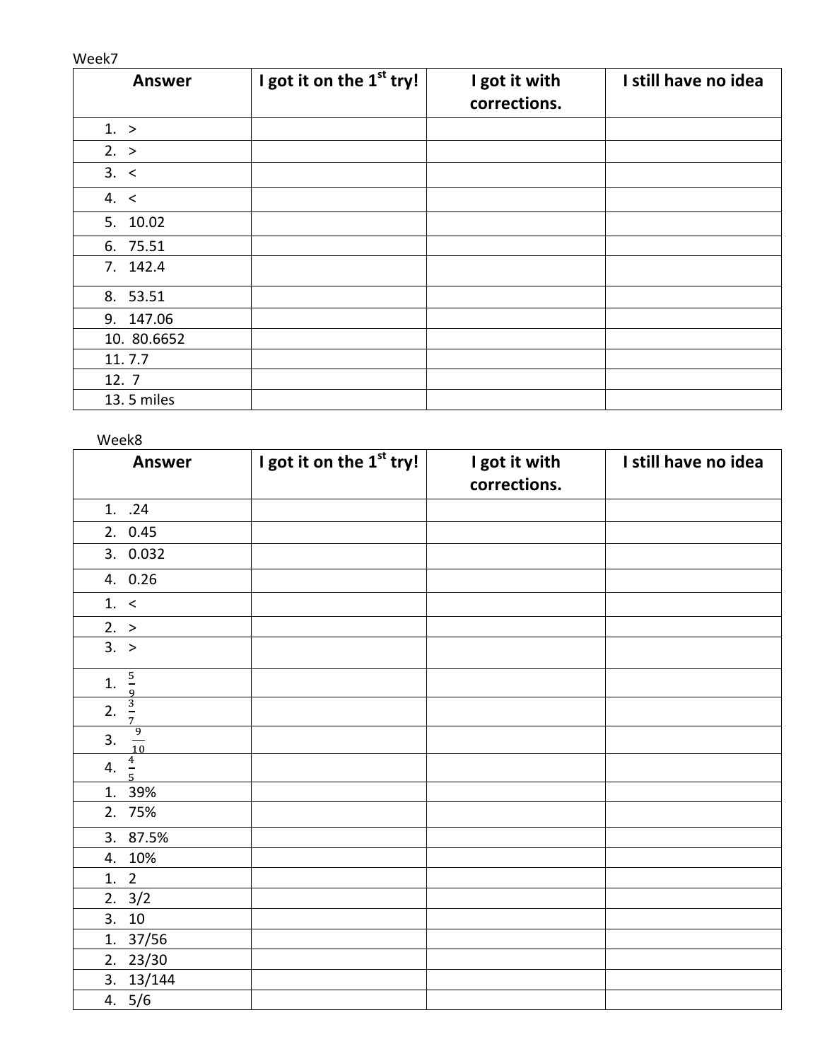Week7

| Answer | I got it on the 1st try! | I got it with corrections. | I still have no idea |
|---|---|---|---|
| 1. > | | | |
| 2. > | | | |
| 3. < | | | |
| 4. < | | | |
| 5. 10.02 | | | |
| 6. 75.51 | | | |
| 7. 142.4 | | | |
| 8. 53.51 | | | |
| 9. 147.06 | | | |
| 10. 80.6652 | | | |
| 11. 7.7 | | | |
| 12. 7 | | | |
| 13. 5 miles | | | |

Week8

| Answer | I got it on the 1st try! | I got it with corrections. | I still have no idea |
|---|---|---|---|
| 1. .24 | | | |
| 2. 0.45 | | | |
| 3. 0.032 | | | |
| 4. 0.26 | | | |
| 1. < | | | |
| 2. > | | | |
| 3. > | | | |
| 1. $\frac{5}{9}$ | | | |
| 2. $\frac{3}{7}$ | | | |
| 3. $\frac{9}{10}$ | | | |
| 4. $\frac{4}{5}$ | | | |
| 1. 39% | | | |
| 2. 75% | | | |
| 3. 87.5% | | | |
| 4. 10% | | | |
| 1. 2 | | | |
| 2. 3/2 | | | |
| 3. 10 | | | |
| 1. 37/56 | | | |
| 2. 23/30 | | | |
| 3. 13/144 | | | |
| 4. 5/6 | | | |